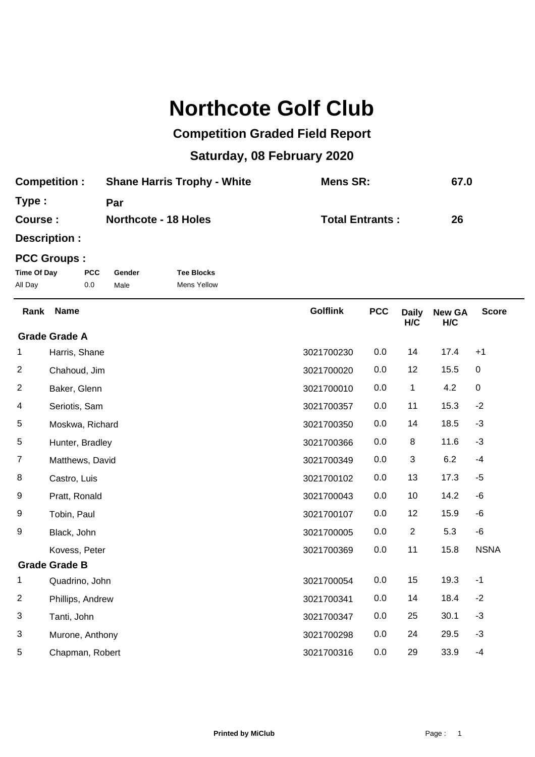# Northcote Golf Club

## Competition Graded Field Report

### Saturday, 08 February 2020

| | | | |
|---|---|---|---|
| **Competition :** | **Shane Harris Trophy - White** | **Mens SR:** | **67.0** |
| **Type :** | **Par** | | |
| **Course :** | **Northcote - 18 Holes** | **Total Entrants :** | **26** |
| **Description :** | | | |

**PCC Groups :**

| Time Of Day | PCC | Gender | Tee Blocks |
|---|---|---|---|
| All Day | 0.0 | Male | Mens Yellow |

| Rank | Name | Golflink | PCC | Daily H/C | New GA H/C | Score |
|---|---|---|---|---|---|---|
| **Grade Grade A** | | | | | | |
| 1 | Harris, Shane | 3021700230 | 0.0 | 14 | 17.4 | +1 |
| 2 | Chahoud, Jim | 3021700020 | 0.0 | 12 | 15.5 | 0 |
| 2 | Baker, Glenn | 3021700010 | 0.0 | 1 | 4.2 | 0 |
| 4 | Seriotis, Sam | 3021700357 | 0.0 | 11 | 15.3 | -2 |
| 5 | Moskwa, Richard | 3021700350 | 0.0 | 14 | 18.5 | -3 |
| 5 | Hunter, Bradley | 3021700366 | 0.0 | 8 | 11.6 | -3 |
| 7 | Matthews, David | 3021700349 | 0.0 | 3 | 6.2 | -4 |
| 8 | Castro, Luis | 3021700102 | 0.0 | 13 | 17.3 | -5 |
| 9 | Pratt, Ronald | 3021700043 | 0.0 | 10 | 14.2 | -6 |
| 9 | Tobin, Paul | 3021700107 | 0.0 | 12 | 15.9 | -6 |
| 9 | Black, John | 3021700005 | 0.0 | 2 | 5.3 | -6 |
| | Kovess, Peter | 3021700369 | 0.0 | 11 | 15.8 | NSNA |
| **Grade Grade B** | | | | | | |
| 1 | Quadrino, John | 3021700054 | 0.0 | 15 | 19.3 | -1 |
| 2 | Phillips, Andrew | 3021700341 | 0.0 | 14 | 18.4 | -2 |
| 3 | Tanti, John | 3021700347 | 0.0 | 25 | 30.1 | -3 |
| 3 | Murone, Anthony | 3021700298 | 0.0 | 24 | 29.5 | -3 |
| 5 | Chapman, Robert | 3021700316 | 0.0 | 29 | 33.9 | -4 |

Printed by MiClub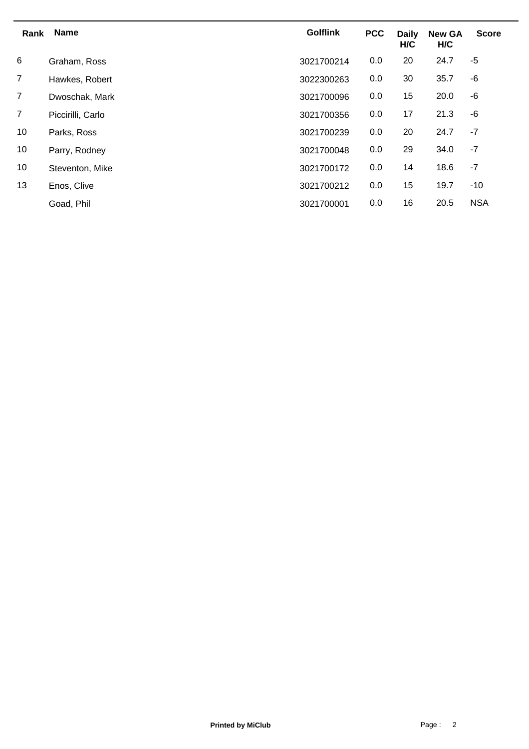| Rank | Name | Golflink | PCC | Daily H/C | New GA H/C | Score |
|---|---|---|---|---|---|---|
| 6 | Graham, Ross | 3021700214 | 0.0 | 20 | 24.7 | -5 |
| 7 | Hawkes, Robert | 3022300263 | 0.0 | 30 | 35.7 | -6 |
| 7 | Dwoschak, Mark | 3021700096 | 0.0 | 15 | 20.0 | -6 |
| 7 | Piccirilli, Carlo | 3021700356 | 0.0 | 17 | 21.3 | -6 |
| 10 | Parks, Ross | 3021700239 | 0.0 | 20 | 24.7 | -7 |
| 10 | Parry, Rodney | 3021700048 | 0.0 | 29 | 34.0 | -7 |
| 10 | Steventon, Mike | 3021700172 | 0.0 | 14 | 18.6 | -7 |
| 13 | Enos, Clive | 3021700212 | 0.0 | 15 | 19.7 | -10 |
| | Goad, Phil | 3021700001 | 0.0 | 16 | 20.5 | NSA |

**Printed by MiClub**